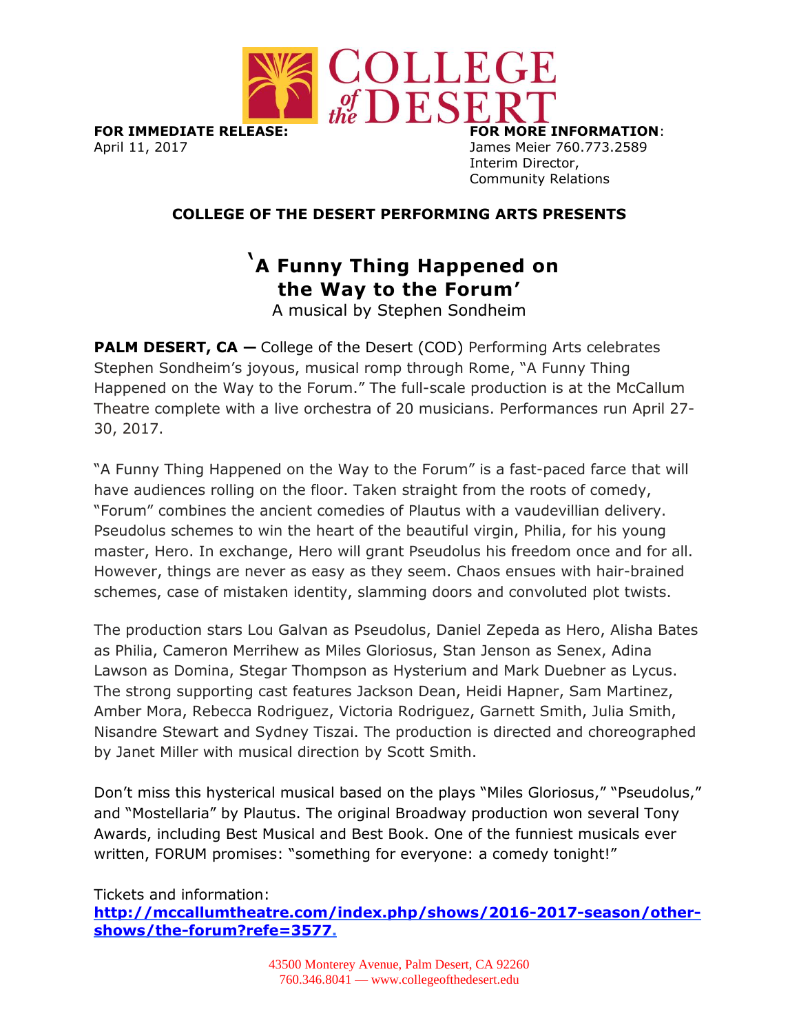**FOR IMMEDIATE RELEASE:**
April 11, 2017

**FOR MORE INFORMATION**:
James Meier 760.773.2589
Interim Director,
Community Relations

**COLLEGE OF THE DESERT PERFORMING ARTS PRESENTS**

# ‘A Funny Thing Happened on the Way to the Forum’

A musical by Stephen Sondheim

**PALM DESERT, CA —** College of the Desert (COD) Performing Arts celebrates Stephen Sondheim's joyous, musical romp through Rome, "A Funny Thing Happened on the Way to the Forum." The full-scale production is at the McCallum Theatre complete with a live orchestra of 20 musicians. Performances run April 27-30, 2017.

"A Funny Thing Happened on the Way to the Forum" is a fast-paced farce that will have audiences rolling on the floor. Taken straight from the roots of comedy, "Forum" combines the ancient comedies of Plautus with a vaudevillian delivery. Pseudolus schemes to win the heart of the beautiful virgin, Philia, for his young master, Hero. In exchange, Hero will grant Pseudolus his freedom once and for all. However, things are never as easy as they seem. Chaos ensues with hair-brained schemes, case of mistaken identity, slamming doors and convoluted plot twists.

The production stars Lou Galvan as Pseudolus, Daniel Zepeda as Hero, Alisha Bates as Philia, Cameron Merrihew as Miles Gloriosus, Stan Jenson as Senex, Adina Lawson as Domina, Stegar Thompson as Hysterium and Mark Duebner as Lycus. The strong supporting cast features Jackson Dean, Heidi Hapner, Sam Martinez, Amber Mora, Rebecca Rodriguez, Victoria Rodriguez, Garnett Smith, Julia Smith, Nisandre Stewart and Sydney Tiszai. The production is directed and choreographed by Janet Miller with musical direction by Scott Smith.

Don't miss this hysterical musical based on the plays "Miles Gloriosus," "Pseudolus," and "Mostellaria" by Plautus. The original Broadway production won several Tony Awards, including Best Musical and Best Book. One of the funniest musicals ever written, FORUM promises: "something for everyone: a comedy tonight!"

Tickets and information:
**http://mccallumtheatre.com/index.php/shows/2016-2017-season/other-shows/the-forum?refe=3577.**

43500 Monterey Avenue, Palm Desert, CA 92260
760.346.8041 — www.collegeofthedesert.edu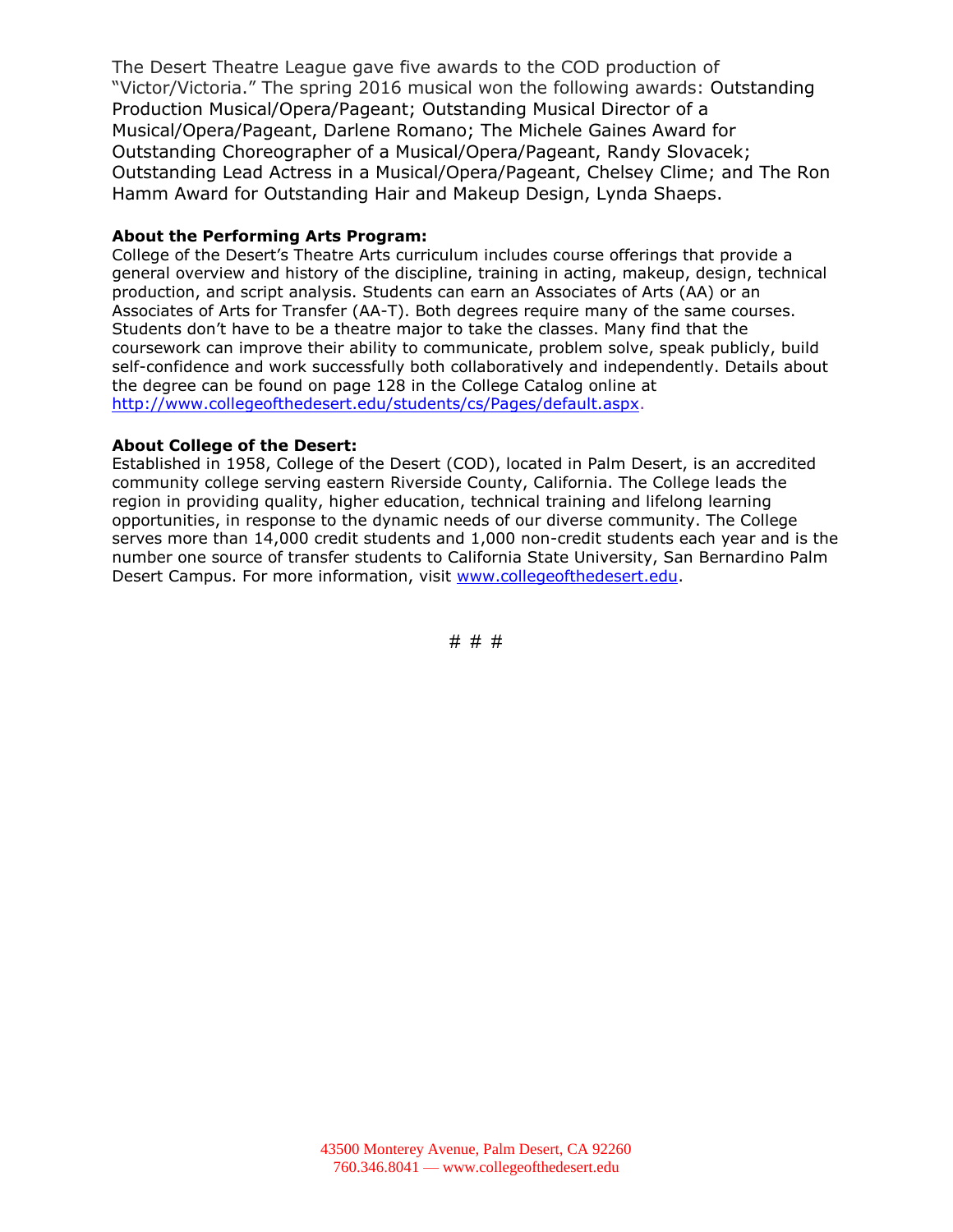The Desert Theatre League gave five awards to the COD production of "Victor/Victoria." The spring 2016 musical won the following awards: Outstanding Production Musical/Opera/Pageant; Outstanding Musical Director of a Musical/Opera/Pageant, Darlene Romano; The Michele Gaines Award for Outstanding Choreographer of a Musical/Opera/Pageant, Randy Slovacek; Outstanding Lead Actress in a Musical/Opera/Pageant, Chelsey Clime; and The Ron Hamm Award for Outstanding Hair and Makeup Design, Lynda Shaeps.

**About the Performing Arts Program:**
College of the Desert's Theatre Arts curriculum includes course offerings that provide a general overview and history of the discipline, training in acting, makeup, design, technical production, and script analysis. Students can earn an Associates of Arts (AA) or an Associates of Arts for Transfer (AA-T). Both degrees require many of the same courses. Students don't have to be a theatre major to take the classes. Many find that the coursework can improve their ability to communicate, problem solve, speak publicly, build self-confidence and work successfully both collaboratively and independently. Details about the degree can be found on page 128 in the College Catalog online at http://www.collegeofthedesert.edu/students/cs/Pages/default.aspx.

**About College of the Desert:**
Established in 1958, College of the Desert (COD), located in Palm Desert, is an accredited community college serving eastern Riverside County, California. The College leads the region in providing quality, higher education, technical training and lifelong learning opportunities, in response to the dynamic needs of our diverse community. The College serves more than 14,000 credit students and 1,000 non-credit students each year and is the number one source of transfer students to California State University, San Bernardino Palm Desert Campus. For more information, visit www.collegeofthedesert.edu.

# # #

43500 Monterey Avenue, Palm Desert, CA 92260
760.346.8041 — www.collegeofthedesert.edu